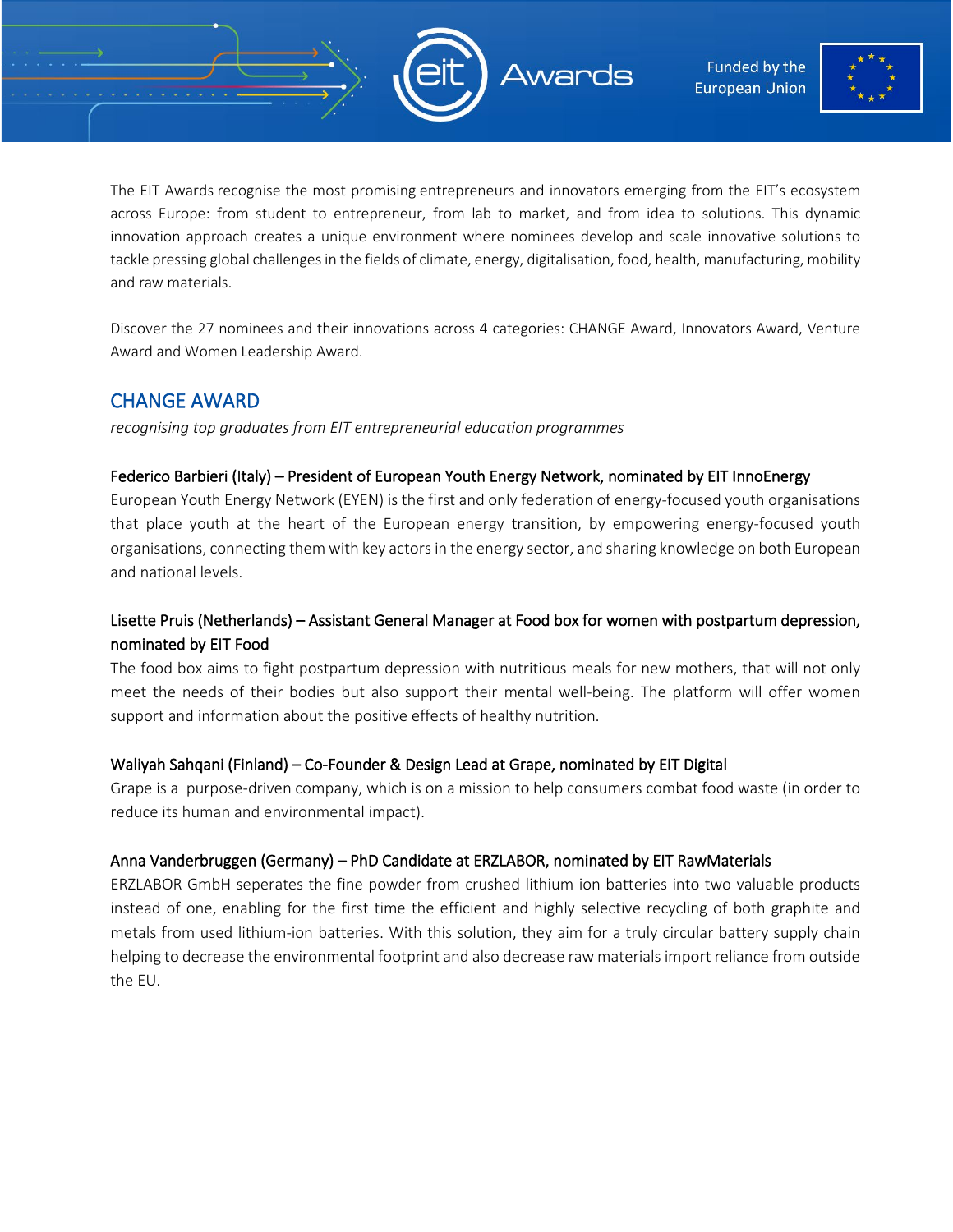The EIT Awards recognise the most promising entrepreneurs and innovators emerging from the EIT's ecosystem across Europe: from student to entrepreneur, from lab to market, and from idea to solutions. This dynamic innovation approach creates a unique environment where nominees develop and scale innovative solutions to tackle pressing global challenges in the fields of climate, energy, digitalisation, food, health, manufacturing, mobility and raw materials.

Discover the 27 nominees and their innovations across 4 categories: CHANGE Award, Innovators Award, Venture Award and Women Leadership Award.

## CHANGE AWARD

*recognising top graduates from EIT entrepreneurial education programmes*

### Federico Barbieri (Italy) – President of European Youth Energy Network, nominated by EIT InnoEnergy

European Youth Energy Network (EYEN) is the first and only federation of energy-focused youth organisations that place youth at the heart of the European energy transition, by empowering energy-focused youth organisations, connecting them with key actors in the energy sector, and sharing knowledge on both European and national levels.

### Lisette Pruis (Netherlands) – Assistant General Manager at Food box for women with postpartum depression, nominated by EIT Food

The food box aims to fight postpartum depression with nutritious meals for new mothers, that will not only meet the needs of their bodies but also support their mental well-being. The platform will offer women support and information about the positive effects of healthy nutrition.

### Waliyah Sahqani (Finland) – Co-Founder & Design Lead at Grape, nominated by EIT Digital

Grape is a purpose-driven company, which is on a mission to help consumers combat food waste (in order to reduce its human and environmental impact).

### Anna Vanderbruggen (Germany) – PhD Candidate at ERZLABOR, nominated by EIT RawMaterials

ERZLABOR GmbH seperates the fine powder from crushed lithium ion batteries into two valuable products instead of one, enabling for the first time the efficient and highly selective recycling of both graphite and metals from used lithium-ion batteries. With this solution, they aim for a truly circular battery supply chain helping to decrease the environmental footprint and also decrease raw materials import reliance from outside the EU.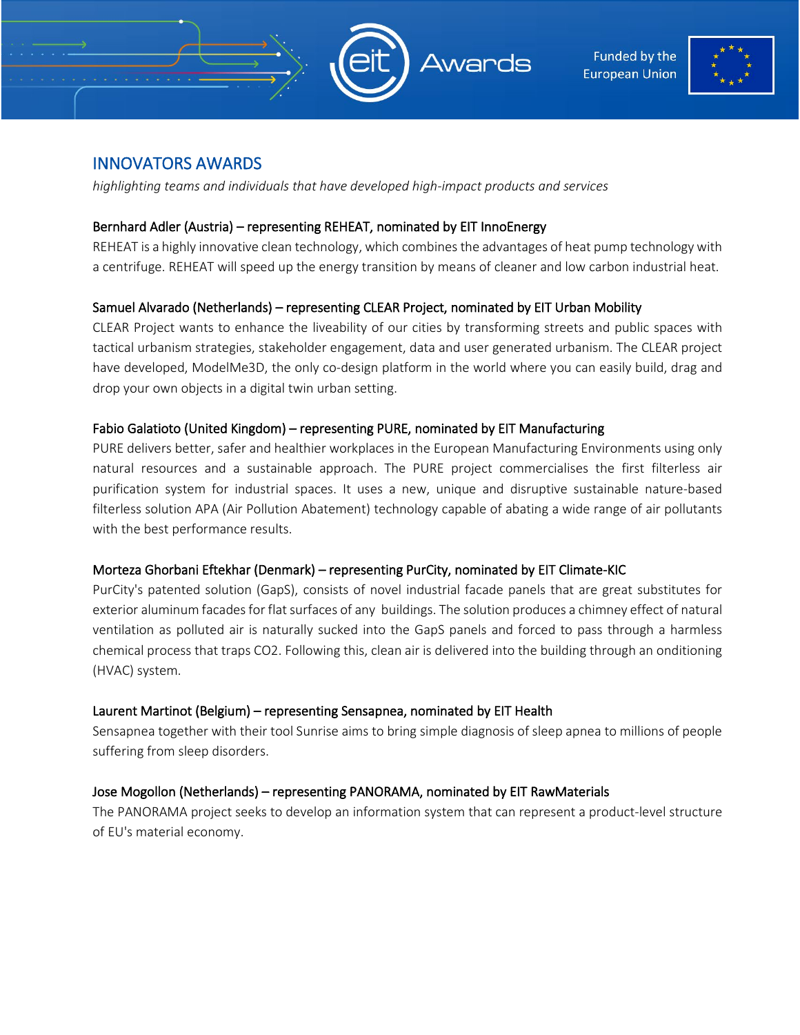## INNOVATORS AWARDS

*highlighting teams and individuals that have developed high-impact products and services*

### Bernhard Adler (Austria) – representing REHEAT, nominated by EIT InnoEnergy

REHEAT is a highly innovative clean technology, which combines the advantages of heat pump technology with a centrifuge. REHEAT will speed up the energy transition by means of cleaner and low carbon industrial heat.

### Samuel Alvarado (Netherlands) – representing CLEAR Project, nominated by EIT Urban Mobility

CLEAR Project wants to enhance the liveability of our cities by transforming streets and public spaces with tactical urbanism strategies, stakeholder engagement, data and user generated urbanism. The CLEAR project have developed, ModelMe3D, the only co-design platform in the world where you can easily build, drag and drop your own objects in a digital twin urban setting.

### Fabio Galatioto (United Kingdom) – representing PURE, nominated by EIT Manufacturing

PURE delivers better, safer and healthier workplaces in the European Manufacturing Environments using only natural resources and a sustainable approach. The PURE project commercialises the first filterless air purification system for industrial spaces. It uses a new, unique and disruptive sustainable nature-based filterless solution APA (Air Pollution Abatement) technology capable of abating a wide range of air pollutants with the best performance results.

### Morteza Ghorbani Eftekhar (Denmark) – representing PurCity, nominated by EIT Climate-KIC

PurCity's patented solution (GapS), consists of novel industrial facade panels that are great substitutes for exterior aluminum facades for flat surfaces of any buildings. The solution produces a chimney effect of natural ventilation as polluted air is naturally sucked into the GapS panels and forced to pass through a harmless chemical process that traps $CO_2$. Following this, clean air is delivered into the building through an onditioning (HVAC) system.

### Laurent Martinot (Belgium) – representing Sensapnea, nominated by EIT Health

Sensapnea together with their tool Sunrise aims to bring simple diagnosis of sleep apnea to millions of people suffering from sleep disorders.

### Jose Mogollon (Netherlands) – representing PANORAMA, nominated by EIT RawMaterials

The PANORAMA project seeks to develop an information system that can represent a product-level structure of EU's material economy.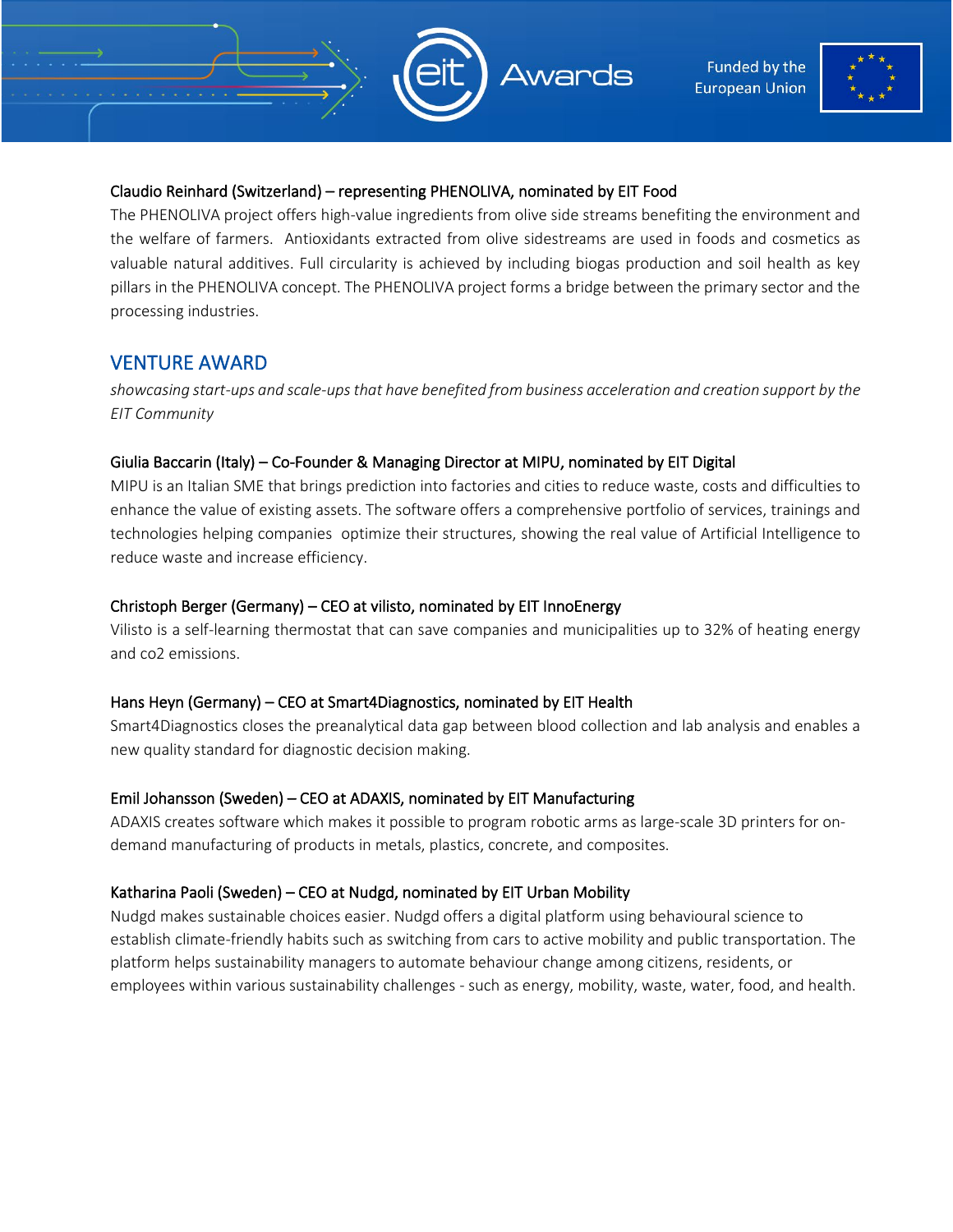Claudio Reinhard (Switzerland) – representing PHENOLIVA, nominated by EIT Food

The PHENOLIVA project offers high-value ingredients from olive side streams benefiting the environment and the welfare of farmers. Antioxidants extracted from olive sidestreams are used in foods and cosmetics as valuable natural additives. Full circularity is achieved by including biogas production and soil health as key pillars in the PHENOLIVA concept. The PHENOLIVA project forms a bridge between the primary sector and the processing industries.

## VENTURE AWARD

*showcasing start-ups and scale-ups that have benefited from business acceleration and creation support by the EIT Community*

Giulia Baccarin (Italy) – Co-Founder & Managing Director at MIPU, nominated by EIT Digital

MIPU is an Italian SME that brings prediction into factories and cities to reduce waste, costs and difficulties to enhance the value of existing assets. The software offers a comprehensive portfolio of services, trainings and technologies helping companies optimize their structures, showing the real value of Artificial Intelligence to reduce waste and increase efficiency.

Christoph Berger (Germany) – CEO at vilisto, nominated by EIT InnoEnergy

Vilisto is a self-learning thermostat that can save companies and municipalities up to 32% of heating energy and co2 emissions.

Hans Heyn (Germany) – CEO at Smart4Diagnostics, nominated by EIT Health

Smart4Diagnostics closes the preanalytical data gap between blood collection and lab analysis and enables a new quality standard for diagnostic decision making.

Emil Johansson (Sweden) – CEO at ADAXIS, nominated by EIT Manufacturing

ADAXIS creates software which makes it possible to program robotic arms as large-scale 3D printers for on-demand manufacturing of products in metals, plastics, concrete, and composites.

Katharina Paoli (Sweden) – CEO at Nudgd, nominated by EIT Urban Mobility

Nudgd makes sustainable choices easier. Nudgd offers a digital platform using behavioural science to establish climate-friendly habits such as switching from cars to active mobility and public transportation. The platform helps sustainability managers to automate behaviour change among citizens, residents, or employees within various sustainability challenges - such as energy, mobility, waste, water, food, and health.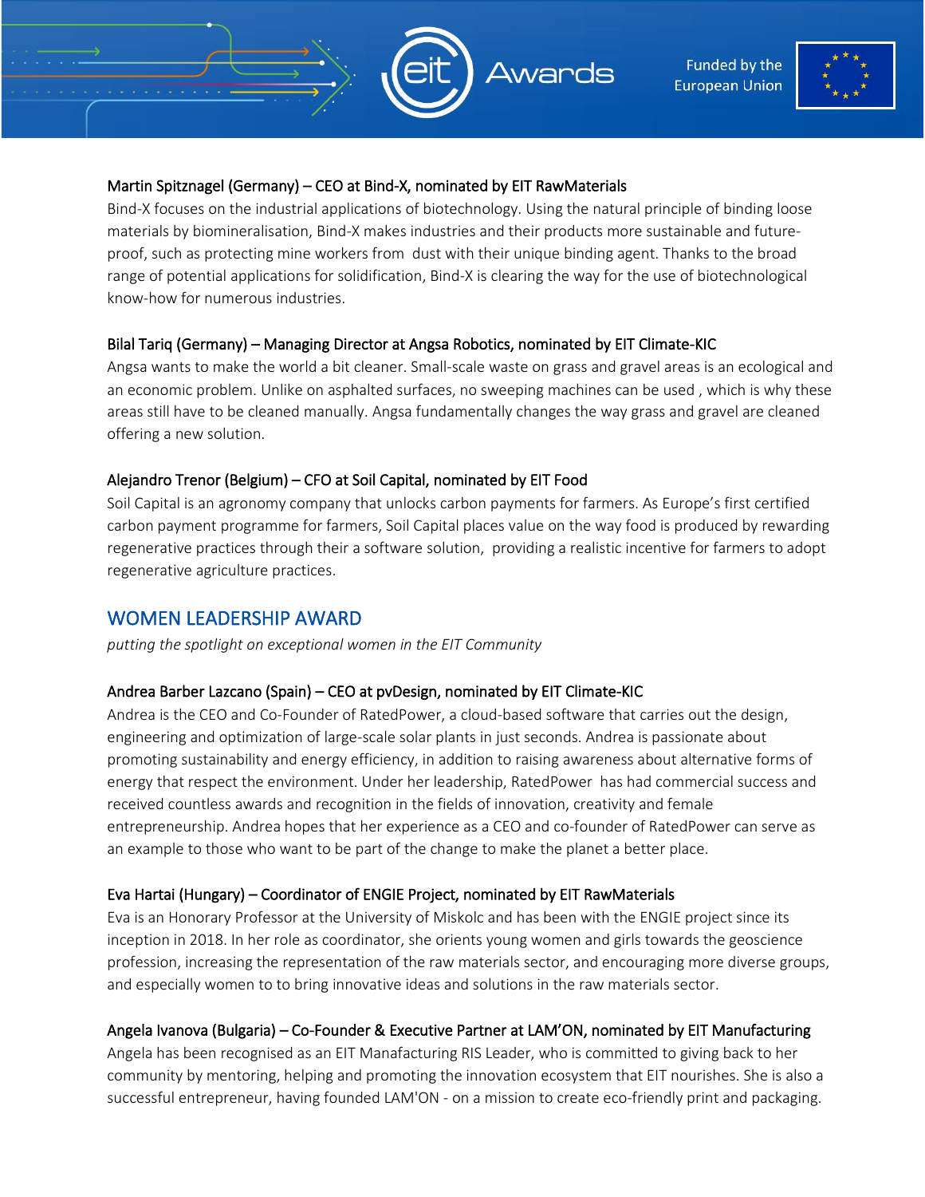Martin Spitznagel (Germany) – CEO at Bind-X, nominated by EIT RawMaterials

Bind-X focuses on the industrial applications of biotechnology. Using the natural principle of binding loose materials by biomineralisation, Bind-X makes industries and their products more sustainable and future-proof, such as protecting mine workers from dust with their unique binding agent. Thanks to the broad range of potential applications for solidification, Bind-X is clearing the way for the use of biotechnological know-how for numerous industries.

Bilal Tariq (Germany) – Managing Director at Angsa Robotics, nominated by EIT Climate-KIC

Angsa wants to make the world a bit cleaner. Small-scale waste on grass and gravel areas is an ecological and an economic problem. Unlike on asphalted surfaces, no sweeping machines can be used , which is why these areas still have to be cleaned manually. Angsa fundamentally changes the way grass and gravel are cleaned offering a new solution.

Alejandro Trenor (Belgium) – CFO at Soil Capital, nominated by EIT Food

Soil Capital is an agronomy company that unlocks carbon payments for farmers. As Europe's first certified carbon payment programme for farmers, Soil Capital places value on the way food is produced by rewarding regenerative practices through their a software solution, providing a realistic incentive for farmers to adopt regenerative agriculture practices.

## WOMEN LEADERSHIP AWARD

*putting the spotlight on exceptional women in the EIT Community*

Andrea Barber Lazcano (Spain) – CEO at pvDesign, nominated by EIT Climate-KIC

Andrea is the CEO and Co-Founder of RatedPower, a cloud-based software that carries out the design, engineering and optimization of large-scale solar plants in just seconds. Andrea is passionate about promoting sustainability and energy efficiency, in addition to raising awareness about alternative forms of energy that respect the environment. Under her leadership, RatedPower has had commercial success and received countless awards and recognition in the fields of innovation, creativity and female entrepreneurship. Andrea hopes that her experience as a CEO and co-founder of RatedPower can serve as an example to those who want to be part of the change to make the planet a better place.

Eva Hartai (Hungary) – Coordinator of ENGIE Project, nominated by EIT RawMaterials

Eva is an Honorary Professor at the University of Miskolc and has been with the ENGIE project since its inception in 2018. In her role as coordinator, she orients young women and girls towards the geoscience profession, increasing the representation of the raw materials sector, and encouraging more diverse groups, and especially women to to bring innovative ideas and solutions in the raw materials sector.

Angela Ivanova (Bulgaria) – Co-Founder & Executive Partner at LAM'ON, nominated by EIT Manufacturing

Angela has been recognised as an EIT Manafacturing RIS Leader, who is committed to giving back to her community by mentoring, helping and promoting the innovation ecosystem that EIT nourishes. She is also a successful entrepreneur, having founded LAM'ON - on a mission to create eco-friendly print and packaging.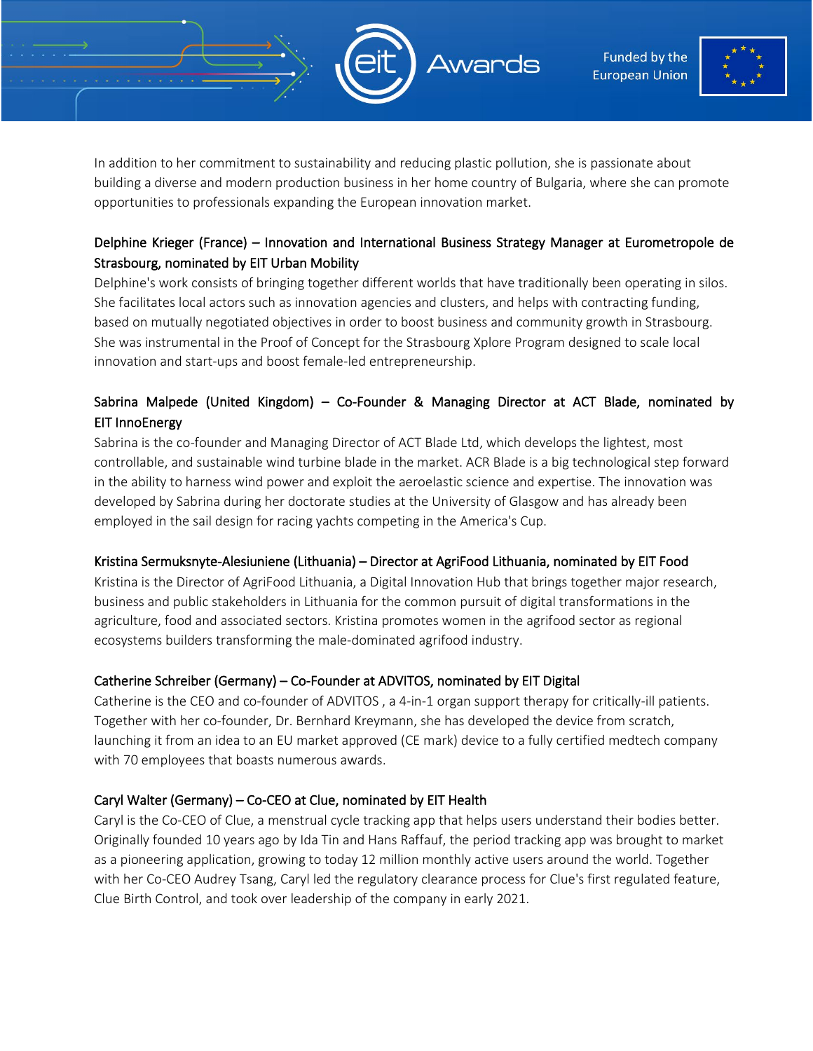In addition to her commitment to sustainability and reducing plastic pollution, she is passionate about building a diverse and modern production business in her home country of Bulgaria, where she can promote opportunities to professionals expanding the European innovation market.

**Delphine Krieger (France) – Innovation and International Business Strategy Manager at Eurometropole de Strasbourg, nominated by EIT Urban Mobility**

Delphine's work consists of bringing together different worlds that have traditionally been operating in silos. She facilitates local actors such as innovation agencies and clusters, and helps with contracting funding, based on mutually negotiated objectives in order to boost business and community growth in Strasbourg. She was instrumental in the Proof of Concept for the Strasbourg Xplore Program designed to scale local innovation and start-ups and boost female-led entrepreneurship.

**Sabrina Malpede (United Kingdom) – Co-Founder & Managing Director at ACT Blade, nominated by EIT InnoEnergy**

Sabrina is the co-founder and Managing Director of ACT Blade Ltd, which develops the lightest, most controllable, and sustainable wind turbine blade in the market. ACR Blade is a big technological step forward in the ability to harness wind power and exploit the aeroelastic science and expertise. The innovation was developed by Sabrina during her doctorate studies at the University of Glasgow and has already been employed in the sail design for racing yachts competing in the America's Cup.

**Kristina Sermuksnyte-Alesiuniene (Lithuania) – Director at AgriFood Lithuania, nominated by EIT Food**

Kristina is the Director of AgriFood Lithuania, a Digital Innovation Hub that brings together major research, business and public stakeholders in Lithuania for the common pursuit of digital transformations in the agriculture, food and associated sectors. Kristina promotes women in the agrifood sector as regional ecosystems builders transforming the male-dominated agrifood industry.

**Catherine Schreiber (Germany) – Co-Founder at ADVITOS, nominated by EIT Digital**

Catherine is the CEO and co-founder of ADVITOS , a 4-in-1 organ support therapy for critically-ill patients. Together with her co-founder, Dr. Bernhard Kreymann, she has developed the device from scratch, launching it from an idea to an EU market approved (CE mark) device to a fully certified medtech company with 70 employees that boasts numerous awards.

**Caryl Walter (Germany) – Co-CEO at Clue, nominated by EIT Health**

Caryl is the Co-CEO of Clue, a menstrual cycle tracking app that helps users understand their bodies better. Originally founded 10 years ago by Ida Tin and Hans Raffauf, the period tracking app was brought to market as a pioneering application, growing to today 12 million monthly active users around the world. Together with her Co-CEO Audrey Tsang, Caryl led the regulatory clearance process for Clue's first regulated feature, Clue Birth Control, and took over leadership of the company in early 2021.